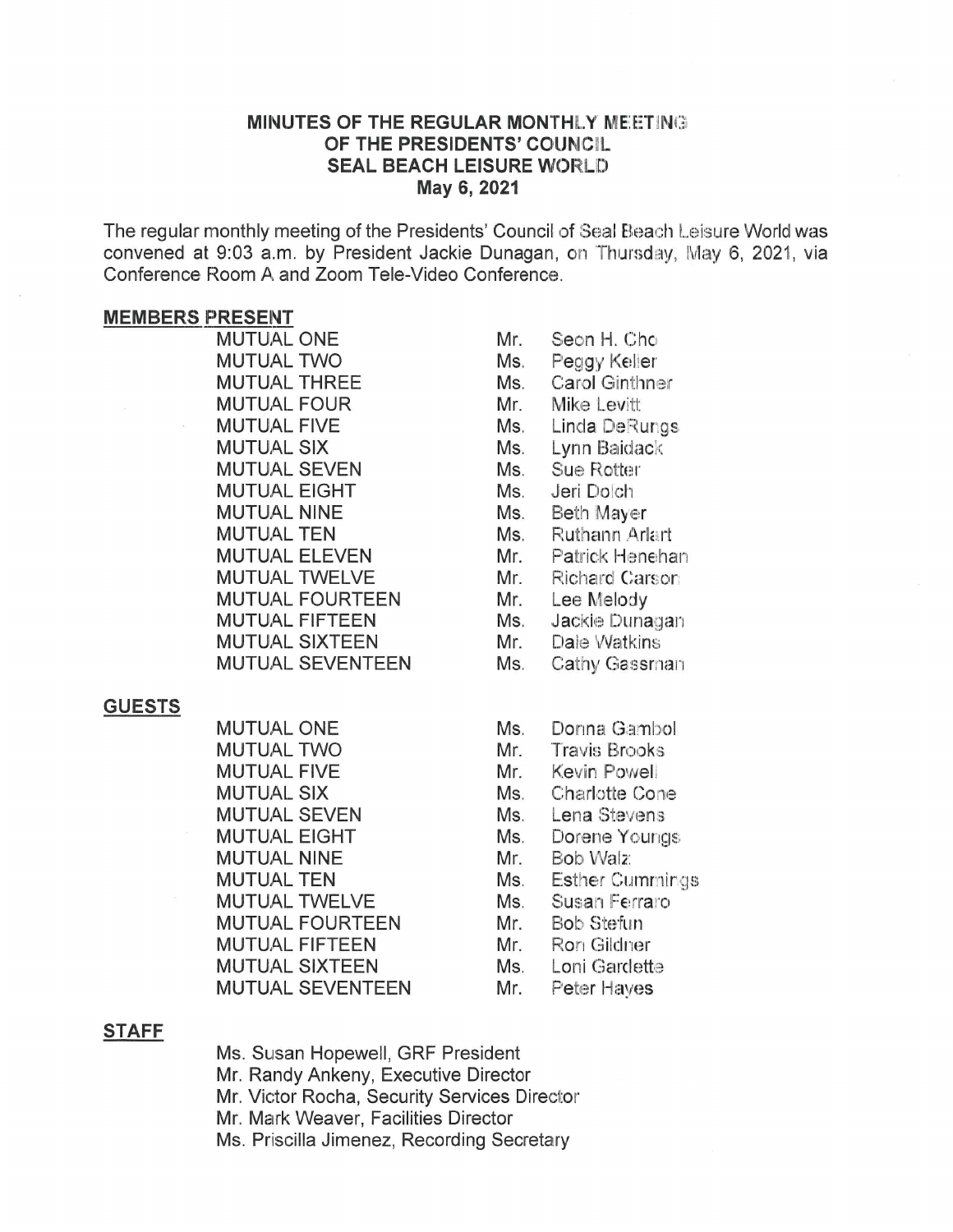# MINUTES OF THE REGULAR MONTHLY MEETING OF THE PRESIDENTS' COUNCIL SEAL BEACH LEISURE WORLD

**May 6, 2021**

The regular monthly meeting of the Presidents' Council of Seal Beach Leisure World was convened at 9:03 a.m. by President Jackie Dunagan, on Thursday, May 6, 2021, via Conference Room A and Zoom Tele-Video Conference.

**MEMBERS PRESENT**

| | | |
|---|---|---|
| MUTUAL ONE | Mr. | Seon H. Cho |
| MUTUAL TWO | Ms. | Peggy Keller |
| MUTUAL THREE | Ms. | Carol Ginthner |
| MUTUAL FOUR | Mr. | Mike Levitt |
| MUTUAL FIVE | Ms. | Linda DeRungs |
| MUTUAL SIX | Ms. | Lynn Baidack |
| MUTUAL SEVEN | Ms. | Sue Rotter |
| MUTUAL EIGHT | Ms. | Jeri Dolch |
| MUTUAL NINE | Ms. | Beth Mayer |
| MUTUAL TEN | Ms. | Ruthann Arlart |
| MUTUAL ELEVEN | Mr. | Patrick Henehan |
| MUTUAL TWELVE | Mr. | Richard Carson |
| MUTUAL FOURTEEN | Mr. | Lee Melody |
| MUTUAL FIFTEEN | Ms. | Jackie Dunagan |
| MUTUAL SIXTEEN | Mr. | Dale Watkins |
| MUTUAL SEVENTEEN | Ms. | Cathy Gassman |

**GUESTS**

| | | |
|---|---|---|
| MUTUAL ONE | Ms. | Donna Gambol |
| MUTUAL TWO | Mr. | Travis Brooks |
| MUTUAL FIVE | Mr. | Kevin Powell |
| MUTUAL SIX | Ms. | Charlotte Cone |
| MUTUAL SEVEN | Ms. | Lena Stevens |
| MUTUAL EIGHT | Ms. | Dorene Youngs |
| MUTUAL NINE | Mr. | Bob Walz |
| MUTUAL TEN | Ms. | Esther Cummings |
| MUTUAL TWELVE | Ms. | Susan Ferraro |
| MUTUAL FOURTEEN | Mr. | Bob Stefun |
| MUTUAL FIFTEEN | Mr. | Ron Gildner |
| MUTUAL SIXTEEN | Ms. | Loni Gardette |
| MUTUAL SEVENTEEN | Mr. | Peter Hayes |

**STAFF**

Ms. Susan Hopewell, GRF President
Mr. Randy Ankeny, Executive Director
Mr. Victor Rocha, Security Services Director
Mr. Mark Weaver, Facilities Director
Ms. Priscilla Jimenez, Recording Secretary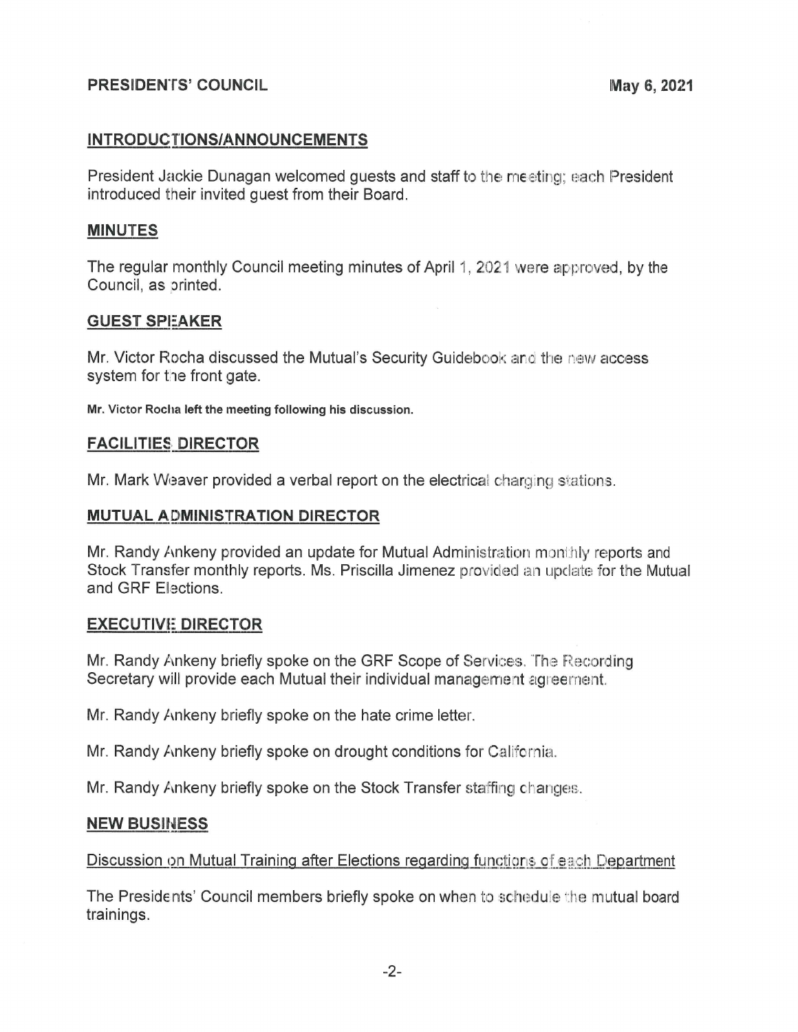**PRESIDENTS' COUNCIL** **May 6, 2021**

## INTRODUCTIONS/ANNOUNCEMENTS

President Jackie Dunagan welcomed guests and staff to the meeting; each President introduced their invited guest from their Board.

## MINUTES

The regular monthly Council meeting minutes of April 1, 2021 were approved, by the Council, as printed.

## GUEST SPEAKER

Mr. Victor Rocha discussed the Mutual's Security Guidebook and the new access system for the front gate.

**Mr. Victor Rocha left the meeting following his discussion.**

## FACILITIES DIRECTOR

Mr. Mark Weaver provided a verbal report on the electrical charging stations.

## MUTUAL ADMINISTRATION DIRECTOR

Mr. Randy Ankeny provided an update for Mutual Administration monthly reports and Stock Transfer monthly reports. Ms. Priscilla Jimenez provided an update for the Mutual and GRF Elections.

## EXECUTIVE DIRECTOR

Mr. Randy Ankeny briefly spoke on the GRF Scope of Services. The Recording Secretary will provide each Mutual their individual management agreement.

Mr. Randy Ankeny briefly spoke on the hate crime letter.

Mr. Randy Ankeny briefly spoke on drought conditions for California.

Mr. Randy Ankeny briefly spoke on the Stock Transfer staffing changes.

## NEW BUSINESS

Discussion on Mutual Training after Elections regarding functions of each Department

The Presidents' Council members briefly spoke on when to schedule the mutual board trainings.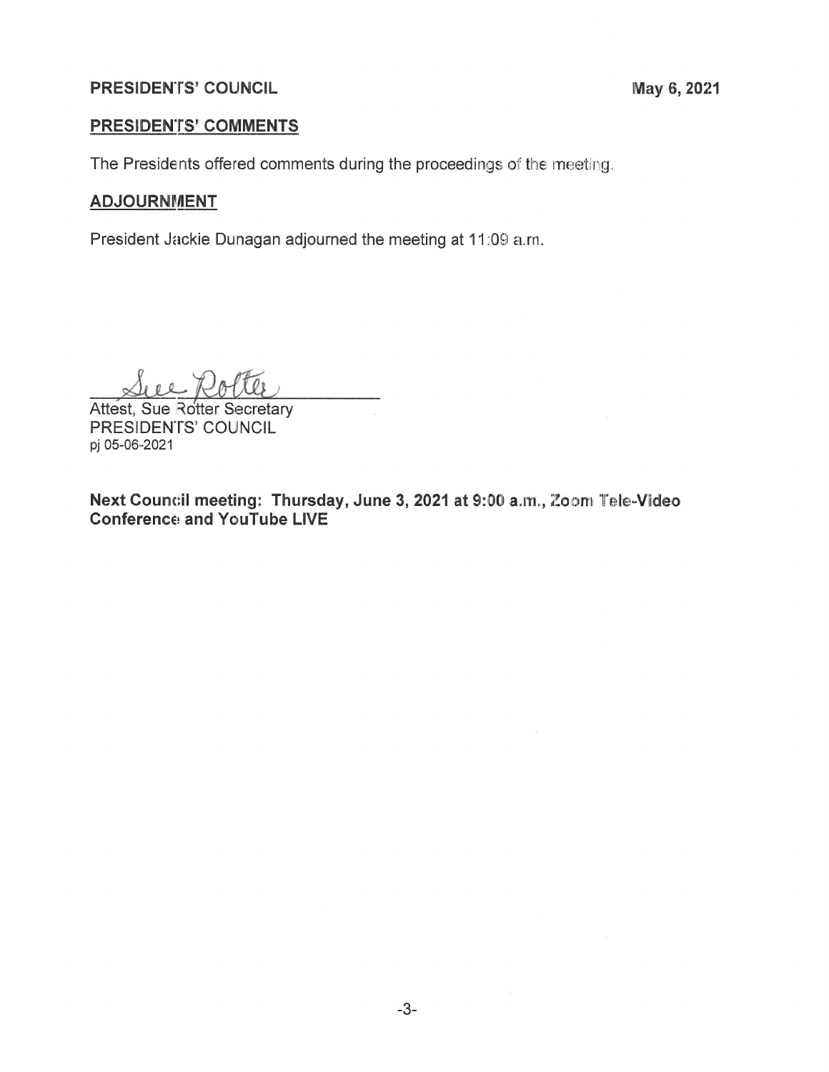**PRESIDENTS' COUNCIL** **May 6, 2021**

## PRESIDENTS' COMMENTS

The Presidents offered comments during the proceedings of the meeting.

## ADJOURNMENT

President Jackie Dunagan adjourned the meeting at 11:09 a.m.

Sue Rotter

Attest, Sue Rotter Secretary
PRESIDENTS' COUNCIL
pj 05-06-2021

**Next Council meeting: Thursday, June 3, 2021 at 9:00 a.m., Zoom Tele-Video Conference and YouTube LIVE**